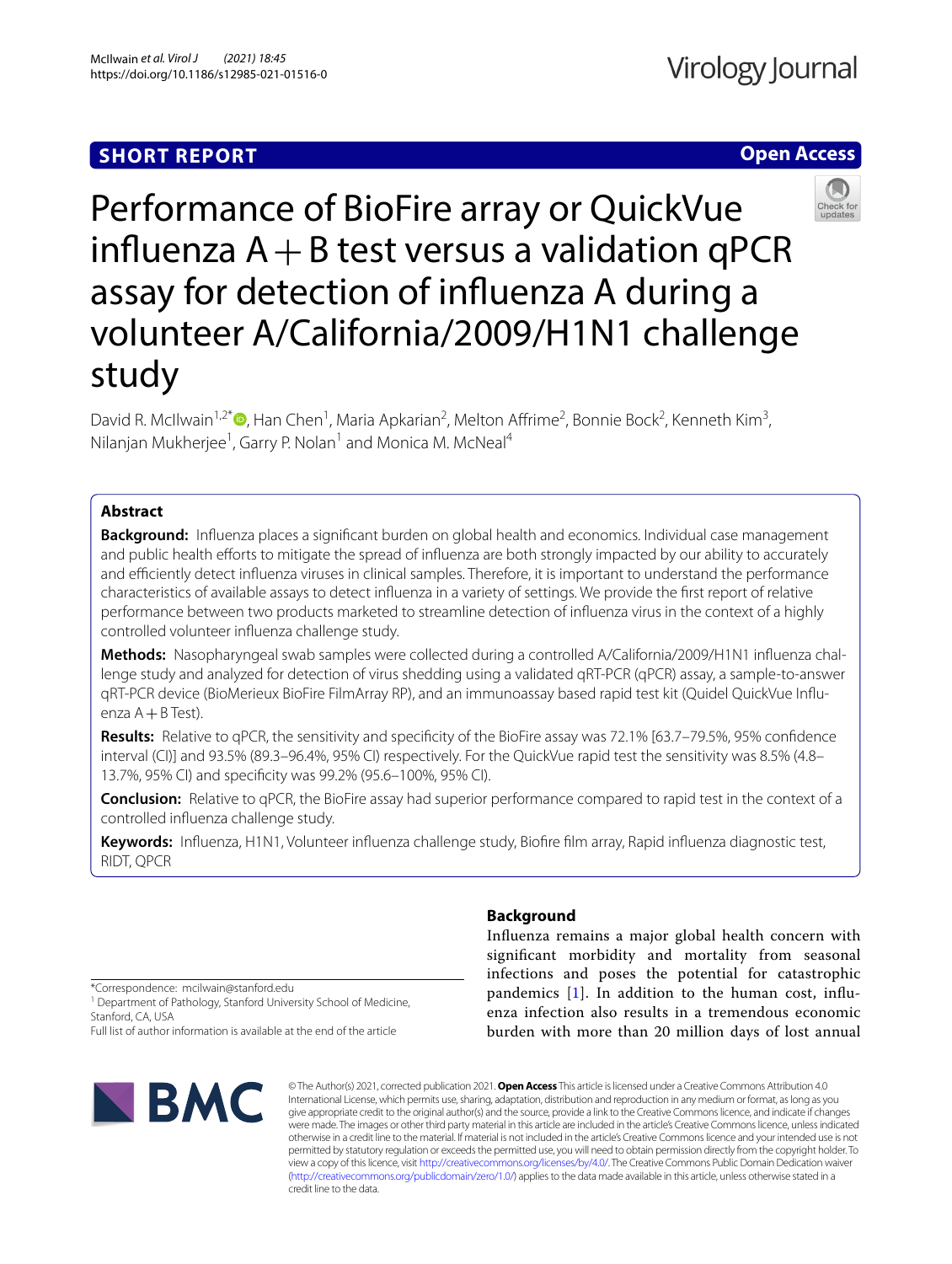SHORT REPORT

Open Access

# Performance of BioFire array or QuickVue influenza A + B test versus a validation qPCR assay for detection of influenza A during a volunteer A/California/2009/H1N1 challenge study

David R. McIlwain[1,2*], Han Chen[1], Maria Apkarian[2], Melton Affrime[2], Bonnie Bock[2], Kenneth Kim[3], Nilanjan Mukherjee[1], Garry P. Nolan[1] and Monica M. McNeal[4]

## Abstract

**Background:** Influenza places a significant burden on global health and economics. Individual case management and public health efforts to mitigate the spread of influenza are both strongly impacted by our ability to accurately and efficiently detect influenza viruses in clinical samples. Therefore, it is important to understand the performance characteristics of available assays to detect influenza in a variety of settings. We provide the first report of relative performance between two products marketed to streamline detection of influenza virus in the context of a highly controlled volunteer influenza challenge study.

**Methods:** Nasopharyngeal swab samples were collected during a controlled A/California/2009/H1N1 influenza challenge study and analyzed for detection of virus shedding using a validated qRT-PCR (qPCR) assay, a sample-to-answer qRT-PCR device (BioMerieux BioFire FilmArray RP), and an immunoassay based rapid test kit (Quidel QuickVue Influenza A + B Test).

**Results:** Relative to qPCR, the sensitivity and specificity of the BioFire assay was 72.1% [63.7–79.5%, 95% confidence interval (CI)] and 93.5% (89.3–96.4%, 95% CI) respectively. For the QuickVue rapid test the sensitivity was 8.5% (4.8–13.7%, 95% CI) and specificity was 99.2% (95.6–100%, 95% CI).

**Conclusion:** Relative to qPCR, the BioFire assay had superior performance compared to rapid test in the context of a controlled influenza challenge study.

**Keywords:** Influenza, H1N1, Volunteer influenza challenge study, Biofire film array, Rapid influenza diagnostic test, RIDT, QPCR

*Correspondence: mcilwain@stanford.edu
[1] Department of Pathology, Stanford University School of Medicine, Stanford, CA, USA
Full list of author information is available at the end of the article

## Background

Influenza remains a major global health concern with significant morbidity and mortality from seasonal infections and poses the potential for catastrophic pandemics [1]. In addition to the human cost, influenza infection also results in a tremendous economic burden with more than 20 million days of lost annual

© The Author(s) 2021, corrected publication 2021. **Open Access** This article is licensed under a Creative Commons Attribution 4.0 International License, which permits use, sharing, adaptation, distribution and reproduction in any medium or format, as long as you give appropriate credit to the original author(s) and the source, provide a link to the Creative Commons licence, and indicate if changes were made. The images or other third party material in this article are included in the article's Creative Commons licence, unless indicated otherwise in a credit line to the material. If material is not included in the article's Creative Commons licence and your intended use is not permitted by statutory regulation or exceeds the permitted use, you will need to obtain permission directly from the copyright holder. To view a copy of this licence, visit http://creativecommons.org/licenses/by/4.0/. The Creative Commons Public Domain Dedication waiver (http://creativecommons.org/publicdomain/zero/1.0/) applies to the data made available in this article, unless otherwise stated in a credit line to the data.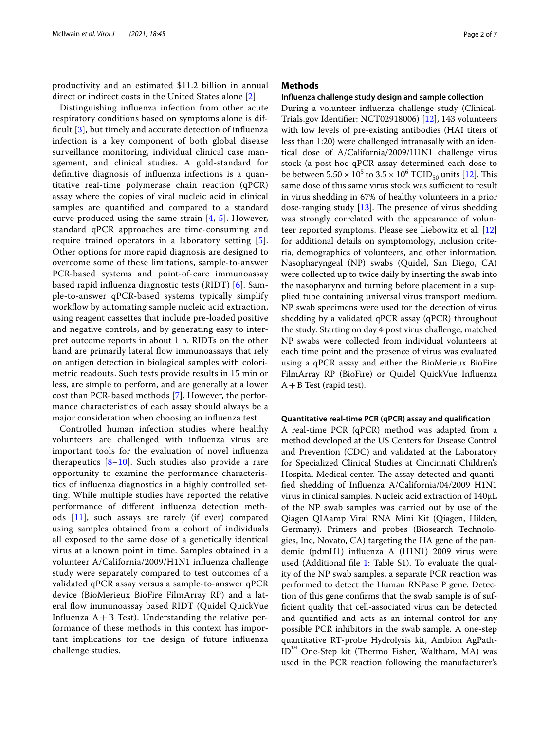productivity and an estimated \$11.2 billion in annual direct or indirect costs in the United States alone [2].

Distinguishing influenza infection from other acute respiratory conditions based on symptoms alone is difficult [3], but timely and accurate detection of influenza infection is a key component of both global disease surveillance monitoring, individual clinical case management, and clinical studies. A gold-standard for definitive diagnosis of influenza infections is a quantitative real-time polymerase chain reaction (qPCR) assay where the copies of viral nucleic acid in clinical samples are quantified and compared to a standard curve produced using the same strain [4, 5]. However, standard qPCR approaches are time-consuming and require trained operators in a laboratory setting [5]. Other options for more rapid diagnosis are designed to overcome some of these limitations, sample-to-answer PCR-based systems and point-of-care immunoassay based rapid influenza diagnostic tests (RIDT) [6]. Sample-to-answer qPCR-based systems typically simplify workflow by automating sample nucleic acid extraction, using reagent cassettes that include pre-loaded positive and negative controls, and by generating easy to interpret outcome reports in about 1 h. RIDTs on the other hand are primarily lateral flow immunoassays that rely on antigen detection in biological samples with colorimetric readouts. Such tests provide results in 15 min or less, are simple to perform, and are generally at a lower cost than PCR-based methods [7]. However, the performance characteristics of each assay should always be a major consideration when choosing an influenza test.

Controlled human infection studies where healthy volunteers are challenged with influenza virus are important tools for the evaluation of novel influenza therapeutics [8–10]. Such studies also provide a rare opportunity to examine the performance characteristics of influenza diagnostics in a highly controlled setting. While multiple studies have reported the relative performance of different influenza detection methods [11], such assays are rarely (if ever) compared using samples obtained from a cohort of individuals all exposed to the same dose of a genetically identical virus at a known point in time. Samples obtained in a volunteer A/California/2009/H1N1 influenza challenge study were separately compared to test outcomes of a validated qPCR assay versus a sample-to-answer qPCR device (BioMerieux BioFire FilmArray RP) and a lateral flow immunoassay based RIDT (Quidel QuickVue Influenza A + B Test). Understanding the relative performance of these methods in this context has important implications for the design of future influenza challenge studies.

## Methods

### Influenza challenge study design and sample collection

During a volunteer influenza challenge study (ClinicalTrials.gov Identifier: NCT02918006) [12], 143 volunteers with low levels of pre-existing antibodies (HAI titers of less than 1:20) were challenged intranasally with an identical dose of A/California/2009/H1N1 challenge virus stock (a post-hoc qPCR assay determined each dose to be between $5.50 \times 10^5$ to $3.5 \times 10^6$ $TCID_{50}$ units [12]. This same dose of this same virus stock was sufficient to result in virus shedding in 67% of healthy volunteers in a prior dose-ranging study [13]. The presence of virus shedding was strongly correlated with the appearance of volunteer reported symptoms. Please see Liebowitz et al. [12] for additional details on symptomology, inclusion criteria, demographics of volunteers, and other information. Nasopharyngeal (NP) swabs (Quidel, San Diego, CA) were collected up to twice daily by inserting the swab into the nasopharynx and turning before placement in a supplied tube containing universal virus transport medium. NP swab specimens were used for the detection of virus shedding by a validated qPCR assay (qPCR) throughout the study. Starting on day 4 post virus challenge, matched NP swabs were collected from individual volunteers at each time point and the presence of virus was evaluated using a qPCR assay and either the BioMerieux BioFire FilmArray RP (BioFire) or Quidel QuickVue Influenza A + B Test (rapid test).

### Quantitative real-time PCR (qPCR) assay and qualification

A real-time PCR (qPCR) method was adapted from a method developed at the US Centers for Disease Control and Prevention (CDC) and validated at the Laboratory for Specialized Clinical Studies at Cincinnati Children's Hospital Medical center. The assay detected and quantified shedding of Influenza A/California/04/2009 H1N1 virus in clinical samples. Nucleic acid extraction of 140μL of the NP swab samples was carried out by use of the Qiagen QIAamp Viral RNA Mini Kit (Qiagen, Hilden, Germany). Primers and probes (Biosearch Technologies, Inc, Novato, CA) targeting the HA gene of the pandemic (pdmH1) influenza A (H1N1) 2009 virus were used (Additional file 1: Table S1). To evaluate the quality of the NP swab samples, a separate PCR reaction was performed to detect the Human RNPase P gene. Detection of this gene confirms that the swab sample is of sufficient quality that cell-associated virus can be detected and quantified and acts as an internal control for any possible PCR inhibitors in the swab sample. A one-step quantitative RT-probe Hydrolysis kit, Ambion AgPath-ID™ One-Step kit (Thermo Fisher, Waltham, MA) was used in the PCR reaction following the manufacturer's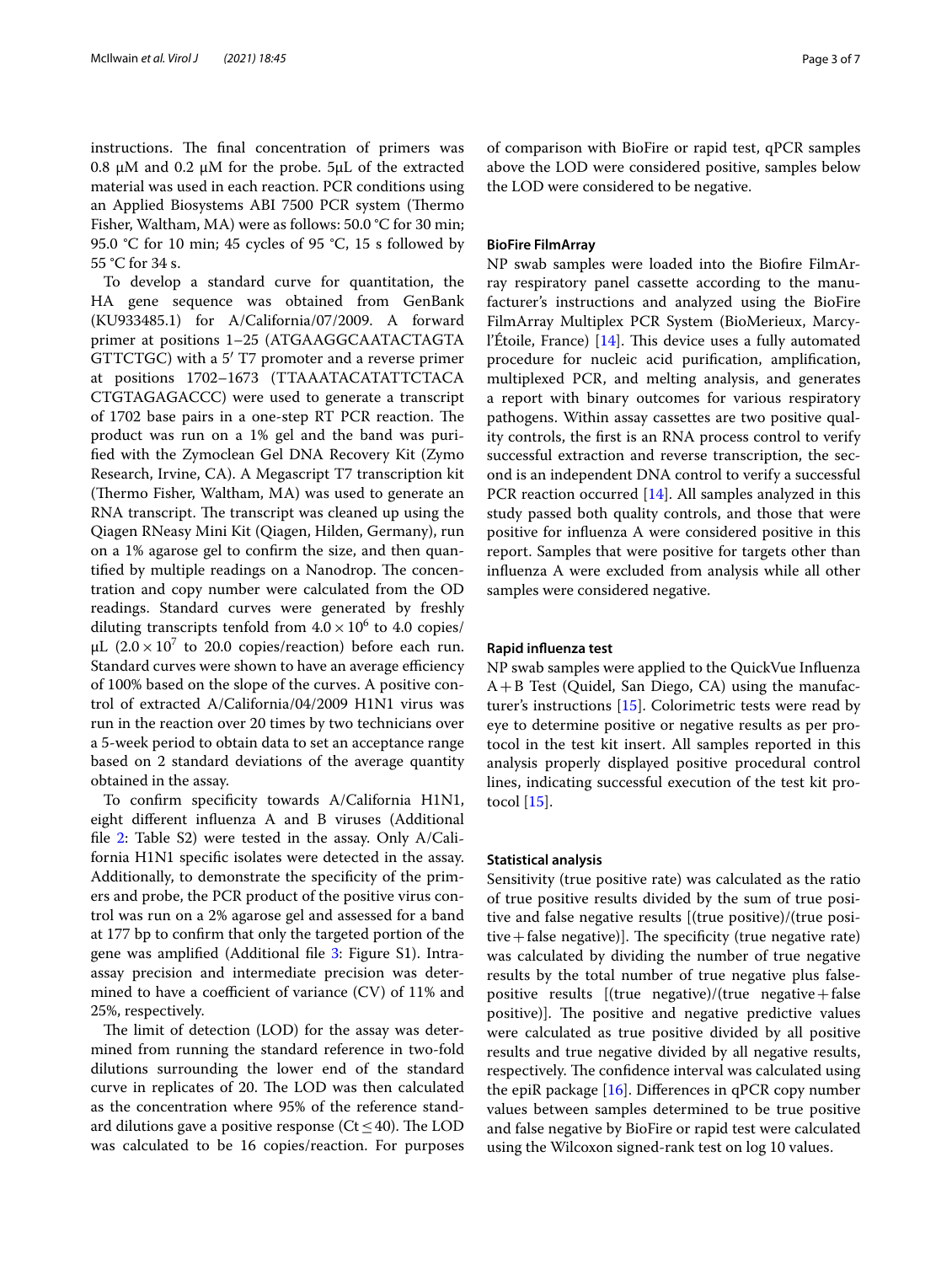instructions. The final concentration of primers was 0.8 μM and 0.2 μM for the probe. 5μL of the extracted material was used in each reaction. PCR conditions using an Applied Biosystems ABI 7500 PCR system (Thermo Fisher, Waltham, MA) were as follows: 50.0 °C for 30 min; 95.0 °C for 10 min; 45 cycles of 95 °C, 15 s followed by 55 °C for 34 s.

To develop a standard curve for quantitation, the HA gene sequence was obtained from GenBank (KU933485.1) for A/California/07/2009. A forward primer at positions 1–25 (ATGAAGGCAATACTAGTA GTTCTGC) with a 5′ T7 promoter and a reverse primer at positions 1702–1673 (TTAAATACATATTCTACA CTGTAGAGACCC) were used to generate a transcript of 1702 base pairs in a one-step RT PCR reaction. The product was run on a 1% gel and the band was purified with the Zymoclean Gel DNA Recovery Kit (Zymo Research, Irvine, CA). A Megascript T7 transcription kit (Thermo Fisher, Waltham, MA) was used to generate an RNA transcript. The transcript was cleaned up using the Qiagen RNeasy Mini Kit (Qiagen, Hilden, Germany), run on a 1% agarose gel to confirm the size, and then quantified by multiple readings on a Nanodrop. The concentration and copy number were calculated from the OD readings. Standard curves were generated by freshly diluting transcripts tenfold from $4.0 \times 10^6$ to 4.0 copies/μL ($2.0 \times 10^7$ to 20.0 copies/reaction) before each run. Standard curves were shown to have an average efficiency of 100% based on the slope of the curves. A positive control of extracted A/California/04/2009 H1N1 virus was run in the reaction over 20 times by two technicians over a 5-week period to obtain data to set an acceptance range based on 2 standard deviations of the average quantity obtained in the assay.

To confirm specificity towards A/California H1N1, eight different influenza A and B viruses (Additional file 2: Table S2) were tested in the assay. Only A/California H1N1 specific isolates were detected in the assay. Additionally, to demonstrate the specificity of the primers and probe, the PCR product of the positive virus control was run on a 2% agarose gel and assessed for a band at 177 bp to confirm that only the targeted portion of the gene was amplified (Additional file 3: Figure S1). Intra-assay precision and intermediate precision was determined to have a coefficient of variance (CV) of 11% and 25%, respectively.

The limit of detection (LOD) for the assay was determined from running the standard reference in two-fold dilutions surrounding the lower end of the standard curve in replicates of 20. The LOD was then calculated as the concentration where 95% of the reference standard dilutions gave a positive response ($Ct \leq 40$). The LOD was calculated to be 16 copies/reaction. For purposes of comparison with BioFire or rapid test, qPCR samples above the LOD were considered positive, samples below the LOD were considered to be negative.

### BioFire FilmArray

NP swab samples were loaded into the Biofire FilmArray respiratory panel cassette according to the manufacturer's instructions and analyzed using the BioFire FilmArray Multiplex PCR System (BioMerieux, Marcy-l'Étoile, France) [14]. This device uses a fully automated procedure for nucleic acid purification, amplification, multiplexed PCR, and melting analysis, and generates a report with binary outcomes for various respiratory pathogens. Within assay cassettes are two positive quality controls, the first is an RNA process control to verify successful extraction and reverse transcription, the second is an independent DNA control to verify a successful PCR reaction occurred [14]. All samples analyzed in this study passed both quality controls, and those that were positive for influenza A were considered positive in this report. Samples that were positive for targets other than influenza A were excluded from analysis while all other samples were considered negative.

### Rapid influenza test

NP swab samples were applied to the QuickVue Influenza A+B Test (Quidel, San Diego, CA) using the manufacturer's instructions [15]. Colorimetric tests were read by eye to determine positive or negative results as per protocol in the test kit insert. All samples reported in this analysis properly displayed positive procedural control lines, indicating successful execution of the test kit protocol [15].

### Statistical analysis

Sensitivity (true positive rate) was calculated as the ratio of true positive results divided by the sum of true positive and false negative results [(true positive)/(true positive + false negative)]. The specificity (true negative rate) was calculated by dividing the number of true negative results by the total number of true negative plus false-positive results [(true negative)/(true negative + false positive)]. The positive and negative predictive values were calculated as true positive divided by all positive results and true negative divided by all negative results, respectively. The confidence interval was calculated using the epiR package [16]. Differences in qPCR copy number values between samples determined to be true positive and false negative by BioFire or rapid test were calculated using the Wilcoxon signed-rank test on log 10 values.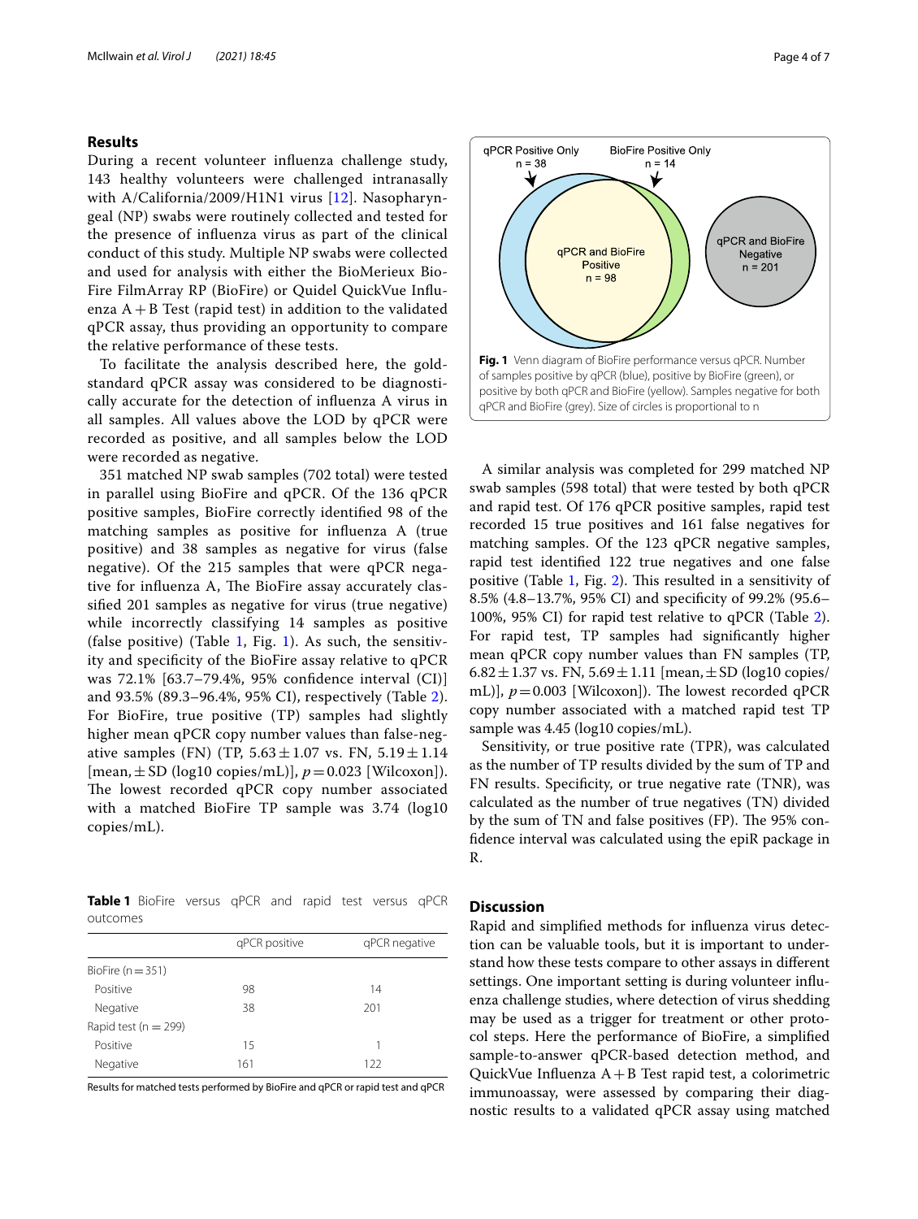## Results

During a recent volunteer influenza challenge study, 143 healthy volunteers were challenged intranasally with A/California/2009/H1N1 virus [12]. Nasopharyngeal (NP) swabs were routinely collected and tested for the presence of influenza virus as part of the clinical conduct of this study. Multiple NP swabs were collected and used for analysis with either the BioMerieux BioFire FilmArray RP (BioFire) or Quidel QuickVue Influenza A + B Test (rapid test) in addition to the validated qPCR assay, thus providing an opportunity to compare the relative performance of these tests.

To facilitate the analysis described here, the gold-standard qPCR assay was considered to be diagnostically accurate for the detection of influenza A virus in all samples. All values above the LOD by qPCR were recorded as positive, and all samples below the LOD were recorded as negative.

351 matched NP swab samples (702 total) were tested in parallel using BioFire and qPCR. Of the 136 qPCR positive samples, BioFire correctly identified 98 of the matching samples as positive for influenza A (true positive) and 38 samples as negative for virus (false negative). Of the 215 samples that were qPCR negative for influenza A, The BioFire assay accurately classified 201 samples as negative for virus (true negative) while incorrectly classifying 14 samples as positive (false positive) (Table 1, Fig. 1). As such, the sensitivity and specificity of the BioFire assay relative to qPCR was 72.1% [63.7–79.4%, 95% confidence interval (CI)] and 93.5% (89.3–96.4%, 95% CI), respectively (Table 2). For BioFire, true positive (TP) samples had slightly higher mean qPCR copy number values than false-negative samples (FN) (TP, $5.63 \pm 1.07$ vs. FN, $5.19 \pm 1.14$ [mean, ± SD (log10 copies/mL)], $p = 0.023$ [Wilcoxon]). The lowest recorded qPCR copy number associated with a matched BioFire TP sample was 3.74 (log10 copies/mL).

**Table 1** BioFire versus qPCR and rapid test versus qPCR outcomes

| | qPCR positive | qPCR negative |
|---|---|---|
| BioFire (n = 351) | | |
| Positive | 98 | 14 |
| Negative | 38 | 201 |
| Rapid test (n = 299) | | |
| Positive | 15 | 1 |
| Negative | 161 | 122 |

Results for matched tests performed by BioFire and qPCR or rapid test and qPCR

| qPCR Positive Only n = 38 | BioFire Positive Only n = 14 | qPCR and BioFire Positive n = 98 | qPCR and BioFire Negative n = 201 |
|---|---|---|---|

**Fig. 1** Venn diagram of BioFire performance versus qPCR. Number of samples positive by qPCR (blue), positive by BioFire (green), or positive by both qPCR and BioFire (yellow). Samples negative for both qPCR and BioFire (grey). Size of circles is proportional to n

A similar analysis was completed for 299 matched NP swab samples (598 total) that were tested by both qPCR and rapid test. Of 176 qPCR positive samples, rapid test recorded 15 true positives and 161 false negatives for matching samples. Of the 123 qPCR negative samples, rapid test identified 122 true negatives and one false positive (Table 1, Fig. 2). This resulted in a sensitivity of 8.5% (4.8–13.7%, 95% CI) and specificity of 99.2% (95.6–100%, 95% CI) for rapid test relative to qPCR (Table 2). For rapid test, TP samples had significantly higher mean qPCR copy number values than FN samples (TP, $6.82 \pm 1.37$ vs. FN, $5.69 \pm 1.11$ [mean, ± SD (log10 copies/mL)], $p = 0.003$ [Wilcoxon]). The lowest recorded qPCR copy number associated with a matched rapid test TP sample was 4.45 (log10 copies/mL).

Sensitivity, or true positive rate (TPR), was calculated as the number of TP results divided by the sum of TP and FN results. Specificity, or true negative rate (TNR), was calculated as the number of true negatives (TN) divided by the sum of TN and false positives (FP). The 95% confidence interval was calculated using the epiR package in R.

## Discussion

Rapid and simplified methods for influenza virus detection can be valuable tools, but it is important to understand how these tests compare to other assays in different settings. One important setting is during volunteer influenza challenge studies, where detection of virus shedding may be used as a trigger for treatment or other protocol steps. Here the performance of BioFire, a simplified sample-to-answer qPCR-based detection method, and QuickVue Influenza A + B Test rapid test, a colorimetric immunoassay, were assessed by comparing their diagnostic results to a validated qPCR assay using matched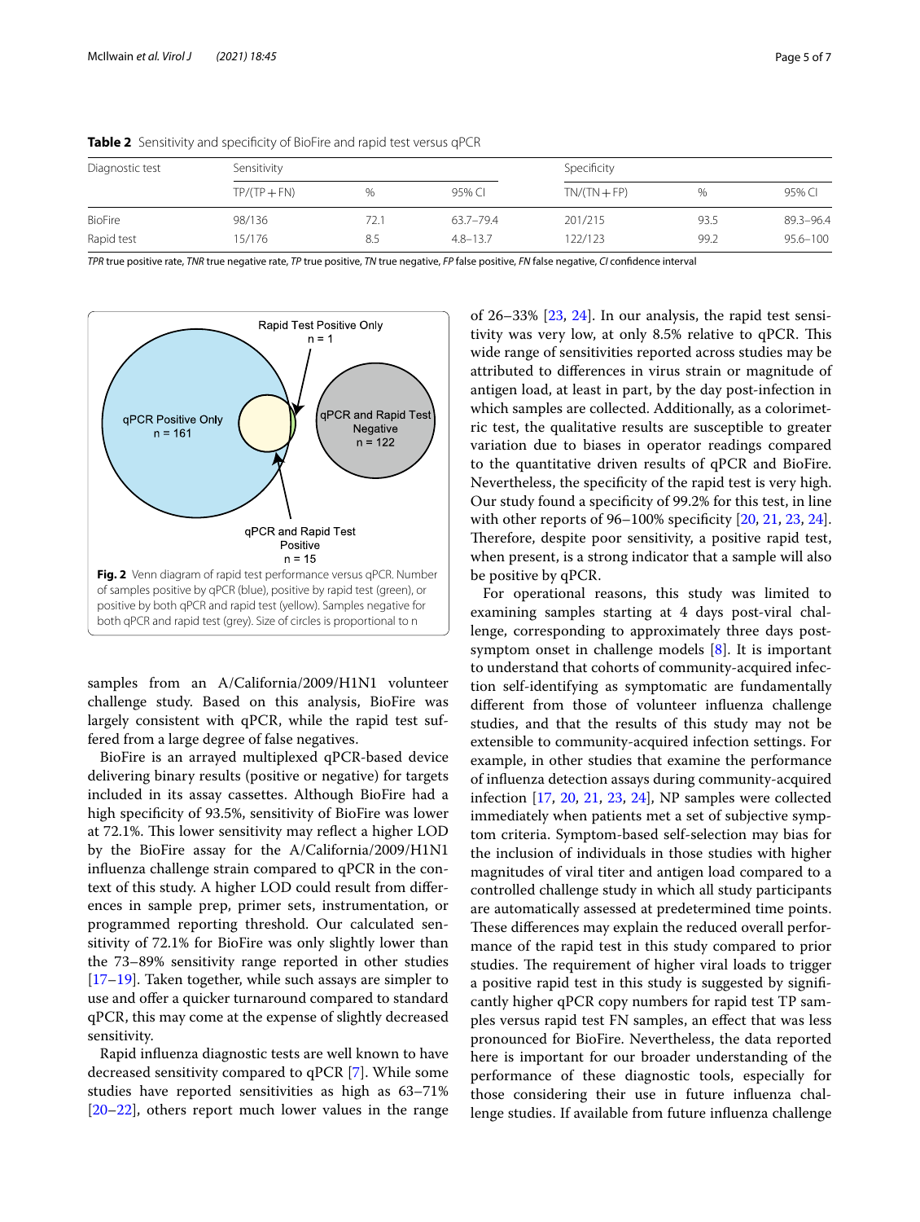**Table 2** Sensitivity and specificity of BioFire and rapid test versus qPCR

| Diagnostic test | Sensitivity | | | Specificity | | |
|---|---|---|---|---|---|---|
| | TP/(TP + FN) | % | 95% CI | TN/(TN + FP) | % | 95% CI |
| BioFire | 98/136 | 72.1 | 63.7–79.4 | 201/215 | 93.5 | 89.3–96.4 |
| Rapid test | 15/176 | 8.5 | 4.8–13.7 | 122/123 | 99.2 | 95.6–100 |

*TPR* true positive rate, *TNR* true negative rate, *TP* true positive, *TN* true negative, *FP* false positive, *FN* false negative, *CI* confidence interval

**Fig. 2** Venn diagram of rapid test performance versus qPCR. Number of samples positive by qPCR (blue), positive by rapid test (green), or positive by both qPCR and rapid test (yellow). Samples negative for both qPCR and rapid test (grey). Size of circles is proportional to n

samples from an A/California/2009/H1N1 volunteer challenge study. Based on this analysis, BioFire was largely consistent with qPCR, while the rapid test suffered from a large degree of false negatives.

BioFire is an arrayed multiplexed qPCR-based device delivering binary results (positive or negative) for targets included in its assay cassettes. Although BioFire had a high specificity of 93.5%, sensitivity of BioFire was lower at 72.1%. This lower sensitivity may reflect a higher LOD by the BioFire assay for the A/California/2009/H1N1 influenza challenge strain compared to qPCR in the context of this study. A higher LOD could result from differences in sample prep, primer sets, instrumentation, or programmed reporting threshold. Our calculated sensitivity of 72.1% for BioFire was only slightly lower than the 73–89% sensitivity range reported in other studies [17–19]. Taken together, while such assays are simpler to use and offer a quicker turnaround compared to standard qPCR, this may come at the expense of slightly decreased sensitivity.

Rapid influenza diagnostic tests are well known to have decreased sensitivity compared to qPCR [7]. While some studies have reported sensitivities as high as 63–71% [20–22], others report much lower values in the range of 26–33% [23, 24]. In our analysis, the rapid test sensitivity was very low, at only 8.5% relative to qPCR. This wide range of sensitivities reported across studies may be attributed to differences in virus strain or magnitude of antigen load, at least in part, by the day post-infection in which samples are collected. Additionally, as a colorimetric test, the qualitative results are susceptible to greater variation due to biases in operator readings compared to the quantitative driven results of qPCR and BioFire. Nevertheless, the specificity of the rapid test is very high. Our study found a specificity of 99.2% for this test, in line with other reports of 96–100% specificity [20, 21, 23, 24]. Therefore, despite poor sensitivity, a positive rapid test, when present, is a strong indicator that a sample will also be positive by qPCR.

For operational reasons, this study was limited to examining samples starting at 4 days post-viral challenge, corresponding to approximately three days post-symptom onset in challenge models [8]. It is important to understand that cohorts of community-acquired infection self-identifying as symptomatic are fundamentally different from those of volunteer influenza challenge studies, and that the results of this study may not be extensible to community-acquired infection settings. For example, in other studies that examine the performance of influenza detection assays during community-acquired infection [17, 20, 21, 23, 24], NP samples were collected immediately when patients met a set of subjective symptom criteria. Symptom-based self-selection may bias for the inclusion of individuals in those studies with higher magnitudes of viral titer and antigen load compared to a controlled challenge study in which all study participants are automatically assessed at predetermined time points. These differences may explain the reduced overall performance of the rapid test in this study compared to prior studies. The requirement of higher viral loads to trigger a positive rapid test in this study is suggested by significantly higher qPCR copy numbers for rapid test TP samples versus rapid test FN samples, an effect that was less pronounced for BioFire. Nevertheless, the data reported here is important for our broader understanding of the performance of these diagnostic tools, especially for those considering their use in future influenza challenge studies. If available from future influenza challenge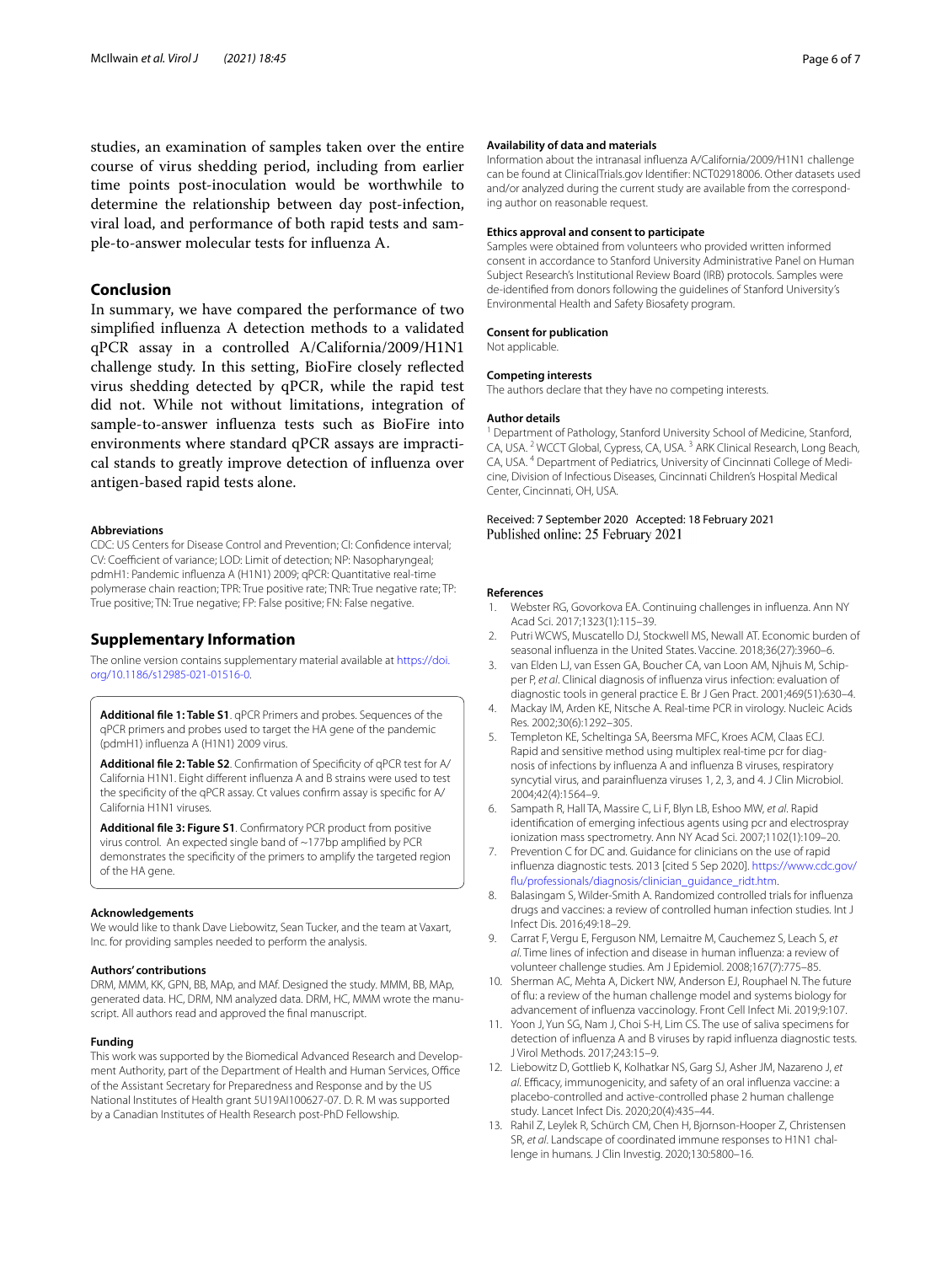studies, an examination of samples taken over the entire course of virus shedding period, including from earlier time points post-inoculation would be worthwhile to determine the relationship between day post-infection, viral load, and performance of both rapid tests and sample-to-answer molecular tests for influenza A.

## Conclusion

In summary, we have compared the performance of two simplified influenza A detection methods to a validated qPCR assay in a controlled A/California/2009/H1N1 challenge study. In this setting, BioFire closely reflected virus shedding detected by qPCR, while the rapid test did not. While not without limitations, integration of sample-to-answer influenza tests such as BioFire into environments where standard qPCR assays are impractical stands to greatly improve detection of influenza over antigen-based rapid tests alone.

#### Abbreviations

CDC: US Centers for Disease Control and Prevention; CI: Confidence interval; CV: Coefficient of variance; LOD: Limit of detection; NP: Nasopharyngeal; pdmH1: Pandemic influenza A (H1N1) 2009; qPCR: Quantitative real-time polymerase chain reaction; TPR: True positive rate; TNR: True negative rate; TP: True positive; TN: True negative; FP: False positive; FN: False negative.

## Supplementary Information

The online version contains supplementary material available at https://doi.org/10.1186/s12985-021-01516-0.

**Additional file 1: Table S1**. qPCR Primers and probes. Sequences of the qPCR primers and probes used to target the HA gene of the pandemic (pdmH1) influenza A (H1N1) 2009 virus.

**Additional file 2: Table S2**. Confirmation of Specificity of qPCR test for A/California H1N1. Eight different influenza A and B strains were used to test the specificity of the qPCR assay. Ct values confirm assay is specific for A/California H1N1 viruses.

**Additional file 3: Figure S1**. Confirmatory PCR product from positive virus control. An expected single band of ~177bp amplified by PCR demonstrates the specificity of the primers to amplify the targeted region of the HA gene.

#### Acknowledgements

We would like to thank Dave Liebowitz, Sean Tucker, and the team at Vaxart, Inc. for providing samples needed to perform the analysis.

#### Authors' contributions

DRM, MMM, KK, GPN, BB, MAp, and MAf. Designed the study. MMM, BB, MAp, generated data. HC, DRM, NM analyzed data. DRM, HC, MMM wrote the manuscript. All authors read and approved the final manuscript.

#### Funding

This work was supported by the Biomedical Advanced Research and Development Authority, part of the Department of Health and Human Services, Office of the Assistant Secretary for Preparedness and Response and by the US National Institutes of Health grant 5U19AI100627-07. D. R. M was supported by a Canadian Institutes of Health Research post-PhD Fellowship.

#### Availability of data and materials

Information about the intranasal influenza A/California/2009/H1N1 challenge can be found at ClinicalTrials.gov Identifier: NCT02918006. Other datasets used and/or analyzed during the current study are available from the corresponding author on reasonable request.

#### Ethics approval and consent to participate

Samples were obtained from volunteers who provided written informed consent in accordance to Stanford University Administrative Panel on Human Subject Research's Institutional Review Board (IRB) protocols. Samples were de-identified from donors following the guidelines of Stanford University's Environmental Health and Safety Biosafety program.

#### Consent for publication

Not applicable.

#### Competing interests

The authors declare that they have no competing interests.

#### Author details

[1] Department of Pathology, Stanford University School of Medicine, Stanford, CA, USA. [2] WCCT Global, Cypress, CA, USA. [3] ARK Clinical Research, Long Beach, CA, USA. [4] Department of Pediatrics, University of Cincinnati College of Medicine, Division of Infectious Diseases, Cincinnati Children's Hospital Medical Center, Cincinnati, OH, USA.

Received: 7 September 2020 Accepted: 18 February 2021
Published online: 25 February 2021

#### References

1. Webster RG, Govorkova EA. Continuing challenges in influenza. Ann NY Acad Sci. 2017;1323(1):115–39.
2. Putri WCWS, Muscatello DJ, Stockwell MS, Newall AT. Economic burden of seasonal influenza in the United States. Vaccine. 2018;36(27):3960–6.
3. van Elden LJ, van Essen GA, Boucher CA, van Loon AM, Njhuis M, Schipper P, *et al*. Clinical diagnosis of influenza virus infection: evaluation of diagnostic tools in general practice E. Br J Gen Pract. 2001;469(51):630–4.
4. Mackay IM, Arden KE, Nitsche A. Real-time PCR in virology. Nucleic Acids Res. 2002;30(6):1292–305.
5. Templeton KE, Scheltinga SA, Beersma MFC, Kroes ACM, Claas ECJ. Rapid and sensitive method using multiplex real-time pcr for diagnosis of infections by influenza A and influenza B viruses, respiratory syncytial virus, and parainfluenza viruses 1, 2, 3, and 4. J Clin Microbiol. 2004;42(4):1564–9.
6. Sampath R, Hall TA, Massire C, Li F, Blyn LB, Eshoo MW, *et al*. Rapid identification of emerging infectious agents using pcr and electrospray ionization mass spectrometry. Ann NY Acad Sci. 2007;1102(1):109–20.
7. Prevention C for DC and. Guidance for clinicians on the use of rapid influenza diagnostic tests. 2013 [cited 5 Sep 2020]. https://www.cdc.gov/flu/professionals/diagnosis/clinician_guidance_ridt.htm.
8. Balasingam S, Wilder-Smith A. Randomized controlled trials for influenza drugs and vaccines: a review of controlled human infection studies. Int J Infect Dis. 2016;49:18–29.
9. Carrat F, Vergu E, Ferguson NM, Lemaitre M, Cauchemez S, Leach S, *et al*. Time lines of infection and disease in human influenza: a review of volunteer challenge studies. Am J Epidemiol. 2008;167(7):775–85.
10. Sherman AC, Mehta A, Dickert NW, Anderson EJ, Rouphael N. The future of flu: a review of the human challenge model and systems biology for advancement of influenza vaccinology. Front Cell Infect Mi. 2019;9:107.
11. Yoon J, Yun SG, Nam J, Choi S-H, Lim CS. The use of saliva specimens for detection of influenza A and B viruses by rapid influenza diagnostic tests. J Virol Methods. 2017;243:15–9.
12. Liebowitz D, Gottlieb K, Kolhatkar NS, Garg SJ, Asher JM, Nazareno J, *et al*. Efficacy, immunogenicity, and safety of an oral influenza vaccine: a placebo-controlled and active-controlled phase 2 human challenge study. Lancet Infect Dis. 2020;20(4):435–44.
13. Rahil Z, Leylek R, Schürch CM, Chen H, Bjornson-Hooper Z, Christensen SR, *et al*. Landscape of coordinated immune responses to H1N1 challenge in humans. J Clin Investig. 2020;130:5800–16.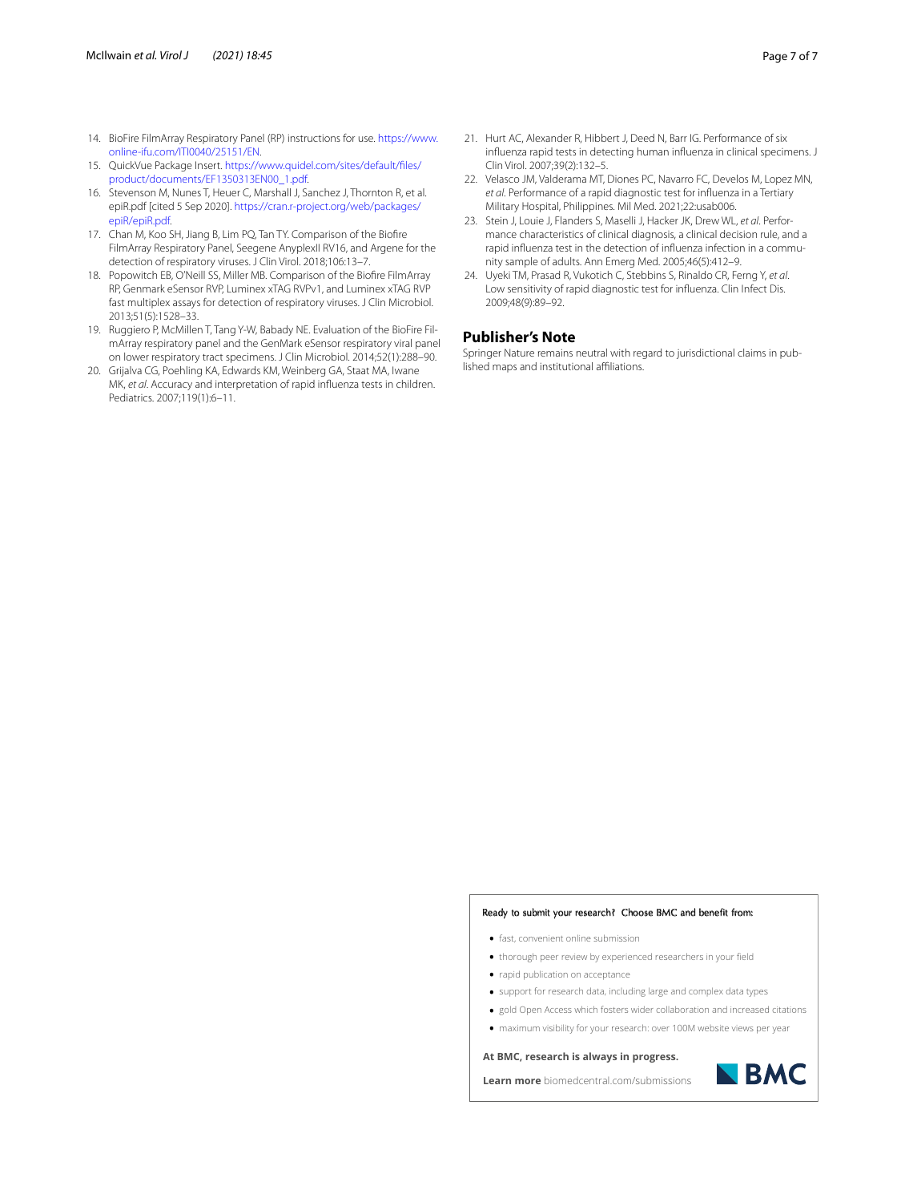14. BioFire FilmArray Respiratory Panel (RP) instructions for use. https://www.online-ifu.com/ITI0040/25151/EN.
15. QuickVue Package Insert. https://www.quidel.com/sites/default/files/product/documents/EF1350313EN00_1.pdf.
16. Stevenson M, Nunes T, Heuer C, Marshall J, Sanchez J, Thornton R, et al. epiR.pdf [cited 5 Sep 2020]. https://cran.r-project.org/web/packages/epiR/epiR.pdf.
17. Chan M, Koo SH, Jiang B, Lim PQ, Tan TY. Comparison of the Biofire FilmArray Respiratory Panel, Seegene AnyplexII RV16, and Argene for the detection of respiratory viruses. J Clin Virol. 2018;106:13–7.
18. Popowitch EB, O'Neill SS, Miller MB. Comparison of the Biofire FilmArray RP, Genmark eSensor RVP, Luminex xTAG RVPv1, and Luminex xTAG RVP fast multiplex assays for detection of respiratory viruses. J Clin Microbiol. 2013;51(5):1528–33.
19. Ruggiero P, McMillen T, Tang Y-W, Babady NE. Evaluation of the BioFire FilmArray respiratory panel and the GenMark eSensor respiratory viral panel on lower respiratory tract specimens. J Clin Microbiol. 2014;52(1):288–90.
20. Grijalva CG, Poehling KA, Edwards KM, Weinberg GA, Staat MA, Iwane MK, *et al*. Accuracy and interpretation of rapid influenza tests in children. Pediatrics. 2007;119(1):6–11.
21. Hurt AC, Alexander R, Hibbert J, Deed N, Barr IG. Performance of six influenza rapid tests in detecting human influenza in clinical specimens. J Clin Virol. 2007;39(2):132–5.
22. Velasco JM, Valderama MT, Diones PC, Navarro FC, Develos M, Lopez MN, *et al*. Performance of a rapid diagnostic test for influenza in a Tertiary Military Hospital, Philippines. Mil Med. 2021;22:usab006.
23. Stein J, Louie J, Flanders S, Maselli J, Hacker JK, Drew WL, *et al*. Performance characteristics of clinical diagnosis, a clinical decision rule, and a rapid influenza test in the detection of influenza infection in a community sample of adults. Ann Emerg Med. 2005;46(5):412–9.
24. Uyeki TM, Prasad R, Vukotich C, Stebbins S, Rinaldo CR, Ferng Y, *et al*. Low sensitivity of rapid diagnostic test for influenza. Clin Infect Dis. 2009;48(9):89–92.

## Publisher's Note

Springer Nature remains neutral with regard to jurisdictional claims in published maps and institutional affiliations.

Ready to submit your research? Choose BMC and benefit from:

- fast, convenient online submission
- thorough peer review by experienced researchers in your field
- rapid publication on acceptance
- support for research data, including large and complex data types
- gold Open Access which fosters wider collaboration and increased citations
- maximum visibility for your research: over 100M website views per year

**At BMC, research is always in progress.**

**Learn more** biomedcentral.com/submissions

BMC